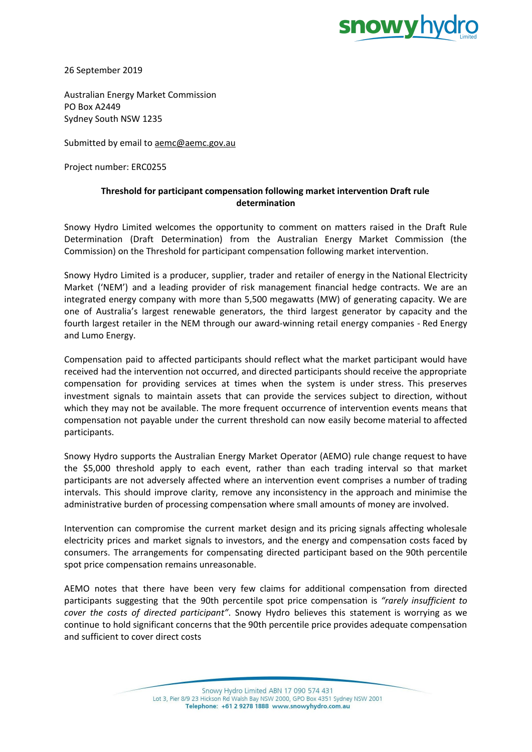26 September 2019

Australian Energy Market Commission
PO Box A2449
Sydney South NSW 1235

Submitted by email to aemc@aemc.gov.au

Project number: ERC0255

**Threshold for participant compensation following market intervention Draft rule determination**

Snowy Hydro Limited welcomes the opportunity to comment on matters raised in the Draft Rule Determination (Draft Determination) from the Australian Energy Market Commission (the Commission) on the Threshold for participant compensation following market intervention.

Snowy Hydro Limited is a producer, supplier, trader and retailer of energy in the National Electricity Market ('NEM') and a leading provider of risk management financial hedge contracts. We are an integrated energy company with more than 5,500 megawatts (MW) of generating capacity. We are one of Australia's largest renewable generators, the third largest generator by capacity and the fourth largest retailer in the NEM through our award-winning retail energy companies - Red Energy and Lumo Energy.

Compensation paid to affected participants should reflect what the market participant would have received had the intervention not occurred, and directed participants should receive the appropriate compensation for providing services at times when the system is under stress. This preserves investment signals to maintain assets that can provide the services subject to direction, without which they may not be available. The more frequent occurrence of intervention events means that compensation not payable under the current threshold can now easily become material to affected participants.

Snowy Hydro supports the Australian Energy Market Operator (AEMO) rule change request to have the $5,000 threshold apply to each event, rather than each trading interval so that market participants are not adversely affected where an intervention event comprises a number of trading intervals. This should improve clarity, remove any inconsistency in the approach and minimise the administrative burden of processing compensation where small amounts of money are involved.

Intervention can compromise the current market design and its pricing signals affecting wholesale electricity prices and market signals to investors, and the energy and compensation costs faced by consumers. The arrangements for compensating directed participant based on the 90th percentile spot price compensation remains unreasonable.

AEMO notes that there have been very few claims for additional compensation from directed participants suggesting that the 90th percentile spot price compensation is *"rarely insufficient to cover the costs of directed participant"*. Snowy Hydro believes this statement is worrying as we continue to hold significant concerns that the 90th percentile price provides adequate compensation and sufficient to cover direct costs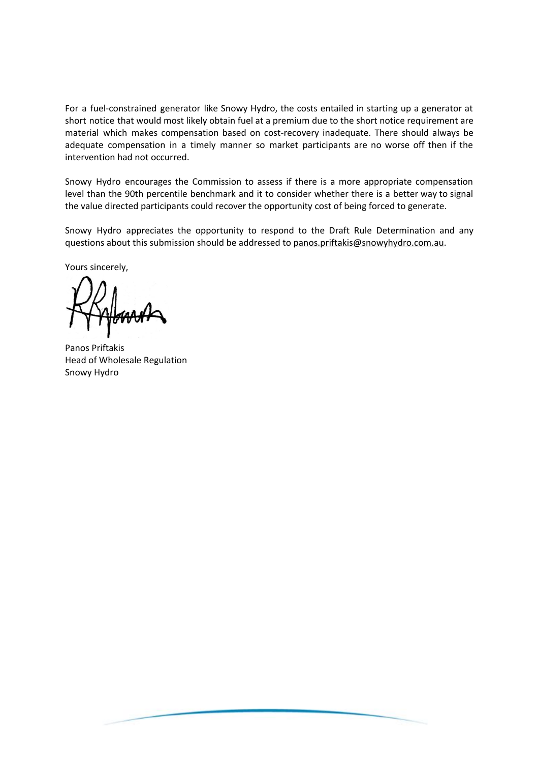For a fuel-constrained generator like Snowy Hydro, the costs entailed in starting up a generator at short notice that would most likely obtain fuel at a premium due to the short notice requirement are material which makes compensation based on cost-recovery inadequate. There should always be adequate compensation in a timely manner so market participants are no worse off then if the intervention had not occurred.

Snowy Hydro encourages the Commission to assess if there is a more appropriate compensation level than the 90th percentile benchmark and it to consider whether there is a better way to signal the value directed participants could recover the opportunity cost of being forced to generate.

Snowy Hydro appreciates the opportunity to respond to the Draft Rule Determination and any questions about this submission should be addressed to panos.priftakis@snowyhydro.com.au.

Yours sincerely,

Panos Priftakis
Head of Wholesale Regulation
Snowy Hydro